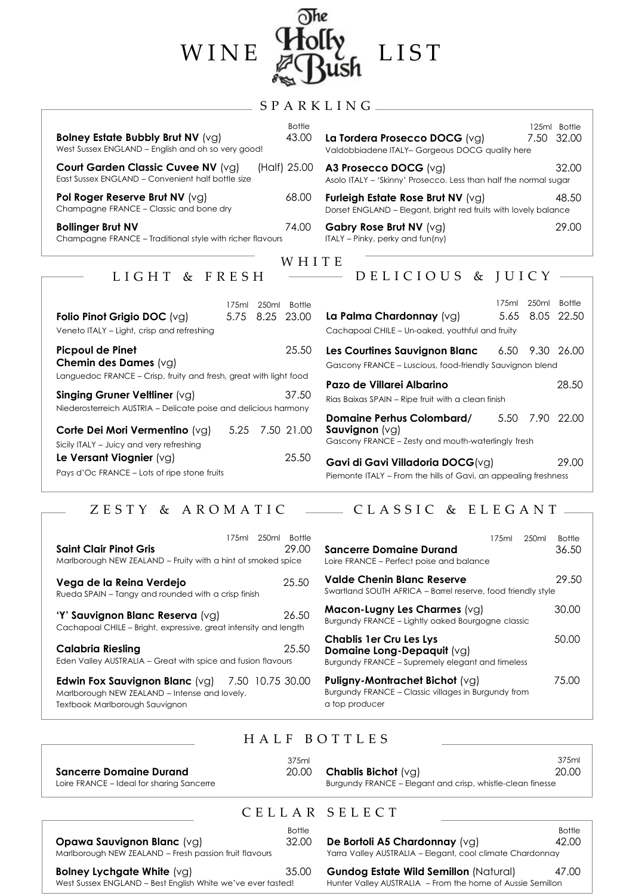# WINE The Holly Bush LIST

## SPARKLING

| Wine | 125ml | Bottle |
|---|---|---|
| **Bolney Estate Bubbly Brut NV** (vg)<br>West Sussex ENGLAND – English and oh so very good! | | 43.00 |
| **Court Garden Classic Cuvee NV** (vg)<br>East Sussex ENGLAND – Convenient half bottle size | | (Half) 25.00 |
| **Pol Roger Reserve Brut NV** (vg)<br>Champagne FRANCE – Classic and bone dry | | 68.00 |
| **Bollinger Brut NV**<br>Champagne FRANCE – Traditional style with richer flavours | | 74.00 |
| **La Tordera Prosecco DOCG** (vg)<br>Valdobbiadene ITALY– Gorgeous DOCG quality here | 7.50 | 32.00 |
| **A3 Prosecco DOCG** (vg)<br>Asolo ITALY – 'Skinny' Prosecco. Less than half the normal sugar | | 32.00 |
| **Furleigh Estate Rose Brut NV** (vg)<br>Dorset ENGLAND – Elegant, bright red fruits with lovely balance | | 48.50 |
| **Gabry Rose Brut NV** (vg)<br>ITALY – Pinky, perky and fun(ny) | | 29.00 |

## WHITE

### LIGHT & FRESH

| Wine | 175ml | 250ml | Bottle |
|---|---|---|---|
| **Folio Pinot Grigio DOC** (vg)<br>Veneto ITALY – Light, crisp and refreshing | 5.75 | 8.25 | 23.00 |
| **Picpoul de Pinet Chemin des Dames** (vg)<br>Languedoc FRANCE – Crisp, fruity and fresh, great with light food | | | 25.50 |
| **Singing Gruner Veltliner** (vg)<br>Niederosterreich AUSTRIA – Delicate poise and delicious harmony | | | 37.50 |
| **Corte Dei Mori Vermentino** (vg)<br>Sicily ITALY – Juicy and very refreshing | 5.25 | 7.50 | 21.00 |
| **Le Versant Viognier** (vg)<br>Pays d'Oc FRANCE – Lots of ripe stone fruits | | | 25.50 |

### DELICIOUS & JUICY

| Wine | 175ml | 250ml | Bottle |
|---|---|---|---|
| **La Palma Chardonnay** (vg)<br>Cachapoal CHILE – Un-oaked, youthful and fruity | 5.65 | 8.05 | 22.50 |
| **Les Courtines Sauvignon Blanc**<br>Gascony FRANCE – Luscious, food-friendly Sauvignon blend | 6.50 | 9.30 | 26.00 |
| **Pazo de Villarei Albarino**<br>Rias Baixas SPAIN – Ripe fruit with a clean finish | | | 28.50 |
| **Domaine Perhus Colombard/ Sauvignon** (vg)<br>Gascony FRANCE – Zesty and mouth-waterlingly fresh | 5.50 | 7.90 | 22.00 |
| **Gavi di Gavi Villadoria DOCG**(vg)<br>Piemonte ITALY – From the hills of Gavi, an appealing freshness | | | 29.00 |

### ZESTY & AROMATIC

| Wine | 175ml | 250ml | Bottle |
|---|---|---|---|
| **Saint Clair Pinot Gris**<br>Marlborough NEW ZEALAND – Fruity with a hint of smoked spice | | | 29.00 |
| **Vega de la Reina Verdejo**<br>Rueda SPAIN – Tangy and rounded with a crisp finish | | | 25.50 |
| **'Y' Sauvignon Blanc Reserva** (vg)<br>Cachapoal CHILE – Bright, expressive, great intensity and length | | | 26.50 |
| **Calabria Riesling**<br>Eden Valley AUSTRALIA – Great with spice and fusion flavours | | | 25.50 |
| **Edwin Fox Sauvignon Blanc** (vg)<br>Marlborough NEW ZEALAND – Intense and lovely. Textbook Marlborough Sauvignon | 7.50 | 10.75 | 30.00 |

### CLASSIC & ELEGANT

| Wine | 175ml | 250ml | Bottle |
|---|---|---|---|
| **Sancerre Domaine Durand**<br>Loire FRANCE – Perfect poise and balance | | | 36.50 |
| **Valde Chenin Blanc Reserve**<br>Swartland SOUTH AFRICA – Barrel reserve, food friendly style | | | 29.50 |
| **Macon-Lugny Les Charmes** (vg)<br>Burgundy FRANCE – Lightly oaked Bourgogne classic | | | 30.00 |
| **Chablis 1er Cru Les Lys Domaine Long-Depaquit** (vg)<br>Burgundy FRANCE – Supremely elegant and timeless | | | 50.00 |
| **Puligny-Montrachet Bichot** (vg)<br>Burgundy FRANCE – Classic villages in Burgundy from a top producer | | | 75.00 |

## HALF BOTTLES

| Wine | 375ml |
|---|---|
| **Sancerre Domaine Durand**<br>Loire FRANCE – Ideal for sharing Sancerre | 20.00 |
| **Chablis Bichot** (vg)<br>Burgundy FRANCE – Elegant and crisp, whistle-clean finesse | 20.00 |

## CELLAR SELECT

| Wine | Bottle |
|---|---|
| **Opawa Sauvignon Blanc** (vg)<br>Marlborough NEW ZEALAND – Fresh passion fruit flavours | 32.00 |
| **Bolney Lychgate White** (vg)<br>West Sussex ENGLAND – Best English White we've ever tasted! | 35.00 |
| **De Bortoli A5 Chardonnay** (vg)<br>Yarra Valley AUSTRALIA – Elegant, cool climate Chardonnay | 42.00 |
| **Gundog Estate Wild Semillon** (Natural)<br>Hunter Valley AUSTRALIA – From the home of Aussie Semillon | 47.00 |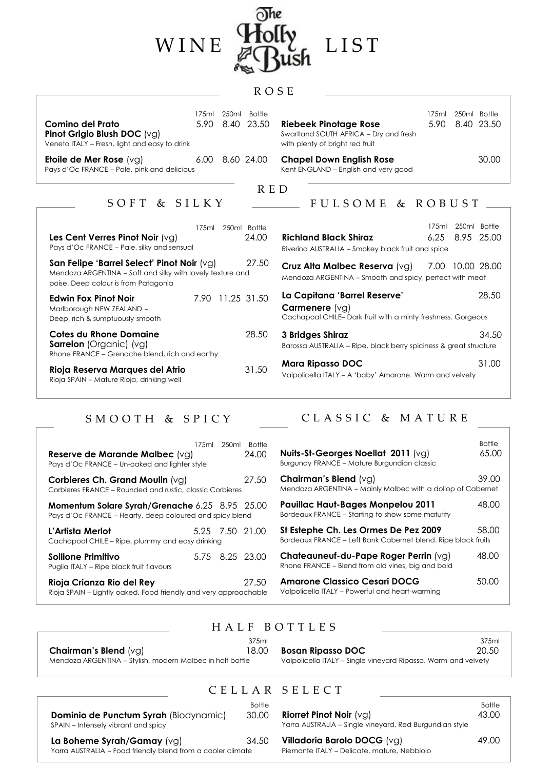# WINE LIST

The Holly Bush

## ROSE

| | 175ml | 250ml | Bottle |
|---|---|---|---|
| **Comino del Prato Pinot Grigio Blush DOC** (vg)<br>Veneto ITALY – Fresh, light and easy to drink | 5.90 | 8.40 | 23.50 |
| **Etoile de Mer Rose** (vg)<br>Pays d'Oc FRANCE – Pale, pink and delicious | 6.00 | 8.60 | 24.00 |
| **Riebeek Pinotage Rose**<br>Swartland SOUTH AFRICA – Dry and fresh with plenty of bright red fruit | 5.90 | 8.40 | 23.50 |
| **Chapel Down English Rose**<br>Kent ENGLAND – English and very good | | | 30.00 |

## RED

### SOFT & SILKY

| | 175ml | 250ml | Bottle |
|---|---|---|---|
| **Les Cent Verres Pinot Noir** (vg)<br>Pays d'Oc FRANCE – Pale, silky and sensual | | | 24.00 |
| **San Felipe 'Barrel Select' Pinot Noir** (vg)<br>Mendoza ARGENTINA – Soft and silky with lovely texture and poise. Deep colour is from Patagonia | | | 27.50 |
| **Edwin Fox Pinot Noir**<br>Marlborough NEW ZEALAND – Deep, rich & sumptuously smooth | 7.90 | 11.25 | 31.50 |
| **Cotes du Rhone Domaine Sarrelon** (Organic) (vg)<br>Rhone FRANCE – Grenache blend, rich and earthy | | | 28.50 |
| **Rioja Reserva Marques del Atrio**<br>Rioja SPAIN – Mature Rioja, drinking well | | | 31.50 |

### FULSOME & ROBUST

| | 175ml | 250ml | Bottle |
|---|---|---|---|
| **Richland Black Shiraz**<br>Riverina AUSTRALIA – Smokey black fruit and spice | 6.25 | 8.95 | 25.00 |
| **Cruz Alta Malbec Reserva** (vg)<br>Mendoza ARGENTINA – Smooth and spicy, perfect with meat | 7.00 | 10.00 | 28.00 |
| **La Capitana 'Barrel Reserve' Carmenere** (vg)<br>Cachapoal CHILE– Dark fruit with a minty freshness. Gorgeous | | | 28.50 |
| **3 Bridges Shiraz**<br>Barossa AUSTRALIA – Ripe, black berry spiciness & great structure | | | 34.50 |
| **Mara Ripasso DOC**<br>Valpolicella ITALY – A 'baby' Amarone. Warm and velvety | | | 31.00 |

### SMOOTH & SPICY

| | 175ml | 250ml | Bottle |
|---|---|---|---|
| **Reserve de Marande Malbec** (vg)<br>Pays d'Oc FRANCE – Un-oaked and lighter style | | | 24.00 |
| **Corbieres Ch. Grand Moulin** (vg)<br>Corbieres FRANCE – Rounded and rustic, classic Corbieres | | | 27.50 |
| **Momentum Solare Syrah/Grenache**<br>Pays d'Oc FRANCE – Hearty, deep coloured and spicy blend | 6.25 | 8.95 | 25.00 |
| **L'Artista Merlot**<br>Cachapoal CHILE – Ripe, plummy and easy drinking | 5.25 | 7.50 | 21.00 |
| **Sollione Primitivo**<br>Puglia ITALY – Ripe black fruit flavours | 5.75 | 8.25 | 23.00 |
| **Rioja Crianza Rio del Rey**<br>Rioja SPAIN – Lightly oaked. Food friendly and very approachable | | | 27.50 |

### CLASSIC & MATURE

| | Bottle |
|---|---|
| **Nuits-St-Georges Noellat 2011** (vg)<br>Burgundy FRANCE – Mature Burgundian classic | 65.00 |
| **Chairman's Blend** (vg)<br>Mendoza ARGENTINA – Mainly Malbec with a dollop of Cabernet | 39.00 |
| **Pauillac Haut-Bages Monpelou 2011**<br>Bordeaux FRANCE – Starting to show some maturity | 48.00 |
| **St Estephe Ch. Les Ormes De Pez 2009**<br>Bordeaux FRANCE – Left Bank Cabernet blend. Ripe black fruits | 58.00 |
| **Chateauneuf-du-Pape Roger Perrin** (vg)<br>Rhone FRANCE – Blend from old vines, big and bold | 48.00 |
| **Amarone Classico Cesari DOCG**<br>Valpolicella ITALY – Powerful and heart-warming | 50.00 |

## HALF BOTTLES

| | 375ml |
|---|---|
| **Chairman's Blend** (vg)<br>Mendoza ARGENTINA – Stylish, modern Malbec in half bottle | 18.00 |
| **Bosan Ripasso DOC**<br>Valpolicella ITALY – Single vineyard Ripasso. Warm and velvety | 20.50 |

## CELLAR SELECT

| | Bottle |
|---|---|
| **Dominio de Punctum Syrah** (Biodynamic)<br>SPAIN – Intensely vibrant and spicy | 30.00 |
| **La Boheme Syrah/Gamay** (vg)<br>Yarra AUSTRALIA – Food friendly blend from a cooler climate | 34.50 |
| **Riorret Pinot Noir** (vg)<br>Yarra AUSTRALIA – Single vineyard, Red Burgundian style | 43.00 |
| **Villadoria Barolo DOCG** (vg)<br>Piemonte ITALY – Delicate, mature, Nebbiolo | 49.00 |